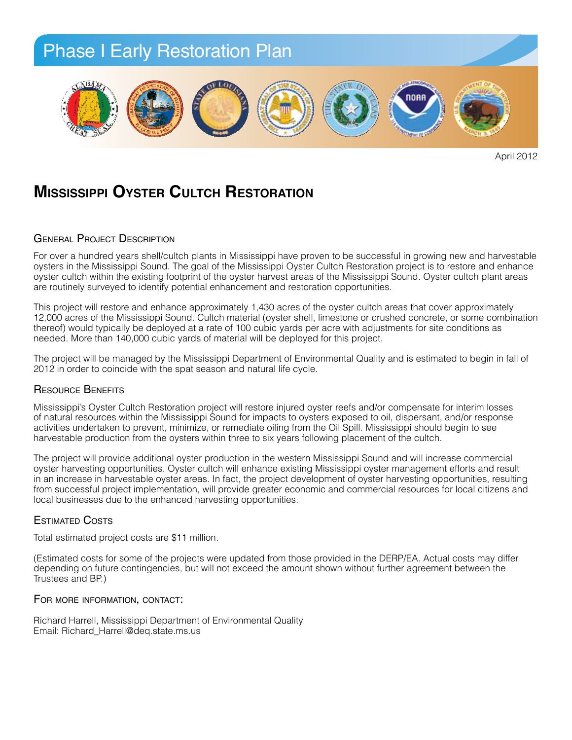# Phase I Early Restoration Plan

April 2012

## Mississippi Oyster Cultch Restoration

### General Project Description

For over a hundred years shell/cultch plants in Mississippi have proven to be successful in growing new and harvestable oysters in the Mississippi Sound. The goal of the Mississippi Oyster Cultch Restoration project is to restore and enhance oyster cultch within the existing footprint of the oyster harvest areas of the Mississippi Sound. Oyster cultch plant areas are routinely surveyed to identify potential enhancement and restoration opportunities.

This project will restore and enhance approximately 1,430 acres of the oyster cultch areas that cover approximately 12,000 acres of the Mississippi Sound. Cultch material (oyster shell, limestone or crushed concrete, or some combination thereof) would typically be deployed at a rate of 100 cubic yards per acre with adjustments for site conditions as needed. More than 140,000 cubic yards of material will be deployed for this project.

The project will be managed by the Mississippi Department of Environmental Quality and is estimated to begin in fall of 2012 in order to coincide with the spat season and natural life cycle.

### Resource Benefits

Mississippi's Oyster Cultch Restoration project will restore injured oyster reefs and/or compensate for interim losses of natural resources within the Mississippi Sound for impacts to oysters exposed to oil, dispersant, and/or response activities undertaken to prevent, minimize, or remediate oiling from the Oil Spill. Mississippi should begin to see harvestable production from the oysters within three to six years following placement of the cultch.

The project will provide additional oyster production in the western Mississippi Sound and will increase commercial oyster harvesting opportunities. Oyster cultch will enhance existing Mississippi oyster management efforts and result in an increase in harvestable oyster areas. In fact, the project development of oyster harvesting opportunities, resulting from successful project implementation, will provide greater economic and commercial resources for local citizens and local businesses due to the enhanced harvesting opportunities.

### Estimated Costs

Total estimated project costs are $11 million.

(Estimated costs for some of the projects were updated from those provided in the DERP/EA. Actual costs may differ depending on future contingencies, but will not exceed the amount shown without further agreement between the Trustees and BP.)

### For more information, contact:

Richard Harrell, Mississippi Department of Environmental Quality
Email: Richard_Harrell@deq.state.ms.us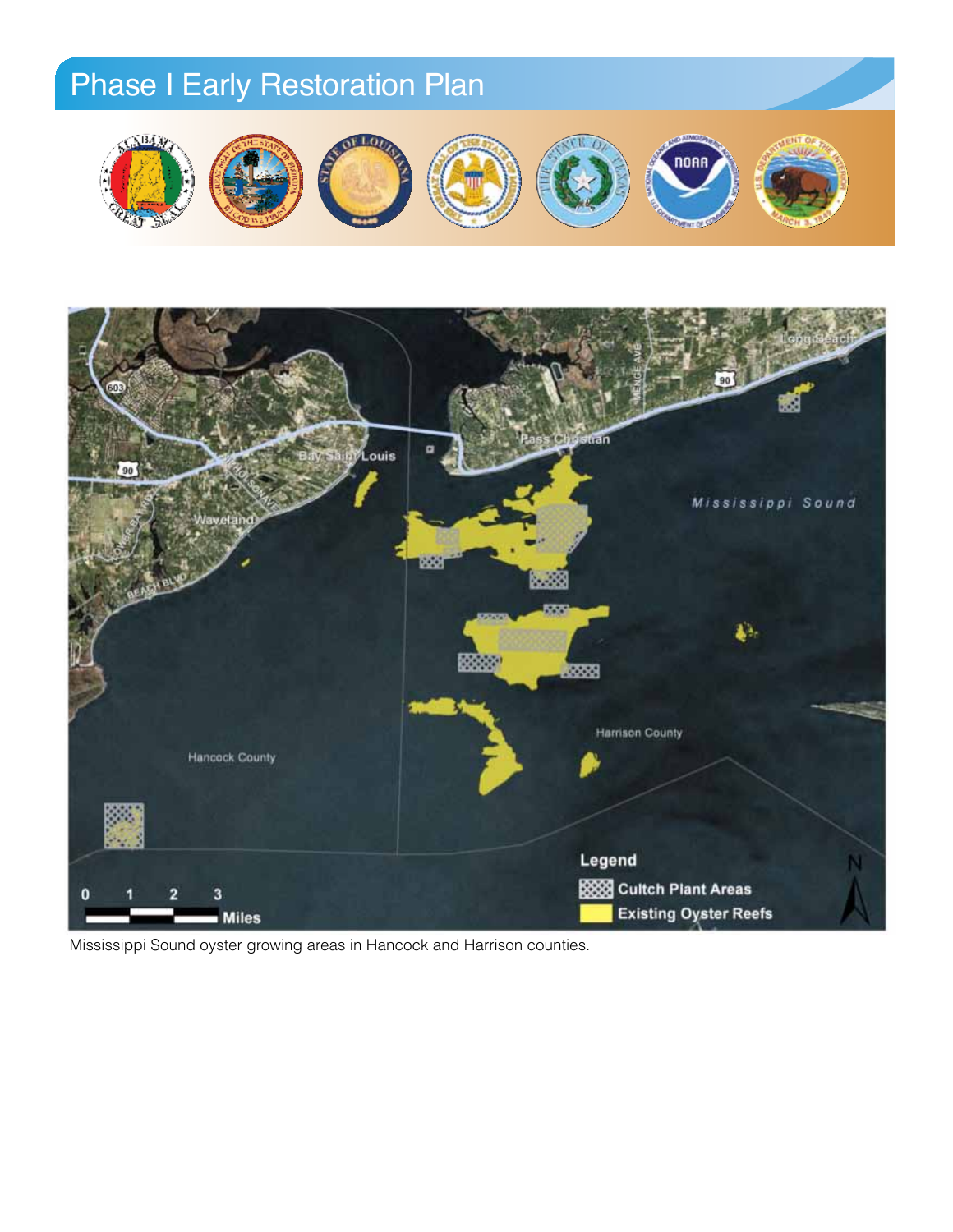Bay Saint Louis

Waveland

Pass Christian

Long Beach

Mississippi Sound

Hancock County

Harrison County

Legend

Cultch Plant Areas

Existing Oyster Reefs

0 1 2 3

Miles

N

Mississippi Sound oyster growing areas in Hancock and Harrison counties.